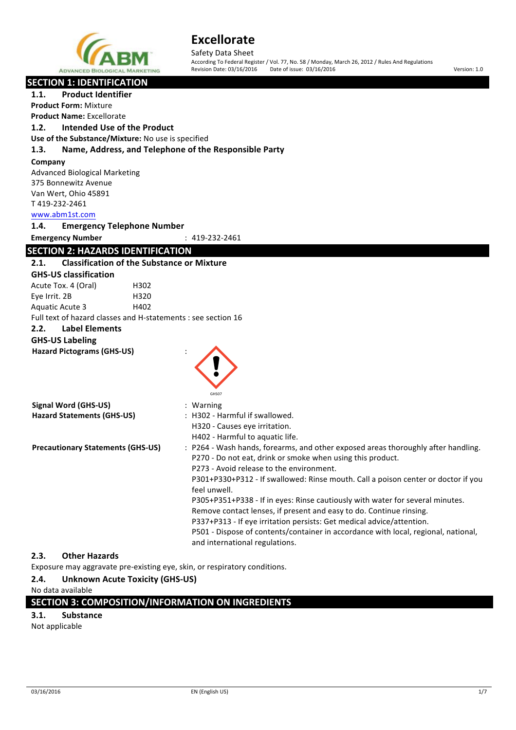# Excellorate

Safety Data Sheet

According To Federal Register / Vol. 77, No. 58 / Monday, March 26, 2012 / Rules And Regulations

Revision Date: 03/16/2016 Date of issue: 03/16/2016 Version: 1.0

## SECTION 1: IDENTIFICATION

### 1.1. Product Identifier

**Product Form:** Mixture

**Product Name:** Excellorate

### 1.2. Intended Use of the Product

**Use of the Substance/Mixture:** No use is specified

### 1.3. Name, Address, and Telephone of the Responsible Party

**Company**

Advanced Biological Marketing
375 Bonnewitz Avenue
Van Wert, Ohio 45891
T 419-232-2461
www.abm1st.com

### 1.4. Emergency Telephone Number

**Emergency Number** : 419-232-2461

## SECTION 2: HAZARDS IDENTIFICATION

### 2.1. Classification of the Substance or Mixture

**GHS-US classification**

| | |
|---|---|
| Acute Tox. 4 (Oral) | H302 |
| Eye Irrit. 2B | H320 |
| Aquatic Acute 3 | H402 |

Full text of hazard classes and H-statements : see section 16

### 2.2. Label Elements

**GHS-US Labeling**

**Hazard Pictograms (GHS-US)** :

GHS07

**Signal Word (GHS-US)** : Warning

**Hazard Statements (GHS-US)** : H302 - Harmful if swallowed.
H320 - Causes eye irritation.
H402 - Harmful to aquatic life.

**Precautionary Statements (GHS-US)** : P264 - Wash hands, forearms, and other exposed areas thoroughly after handling.
P270 - Do not eat, drink or smoke when using this product.
P273 - Avoid release to the environment.
P301+P330+P312 - If swallowed: Rinse mouth. Call a poison center or doctor if you feel unwell.
P305+P351+P338 - If in eyes: Rinse cautiously with water for several minutes. Remove contact lenses, if present and easy to do. Continue rinsing.
P337+P313 - If eye irritation persists: Get medical advice/attention.
P501 - Dispose of contents/container in accordance with local, regional, national, and international regulations.

### 2.3. Other Hazards

Exposure may aggravate pre-existing eye, skin, or respiratory conditions.

### 2.4. Unknown Acute Toxicity (GHS-US)

No data available

## SECTION 3: COMPOSITION/INFORMATION ON INGREDIENTS

### 3.1. Substance

Not applicable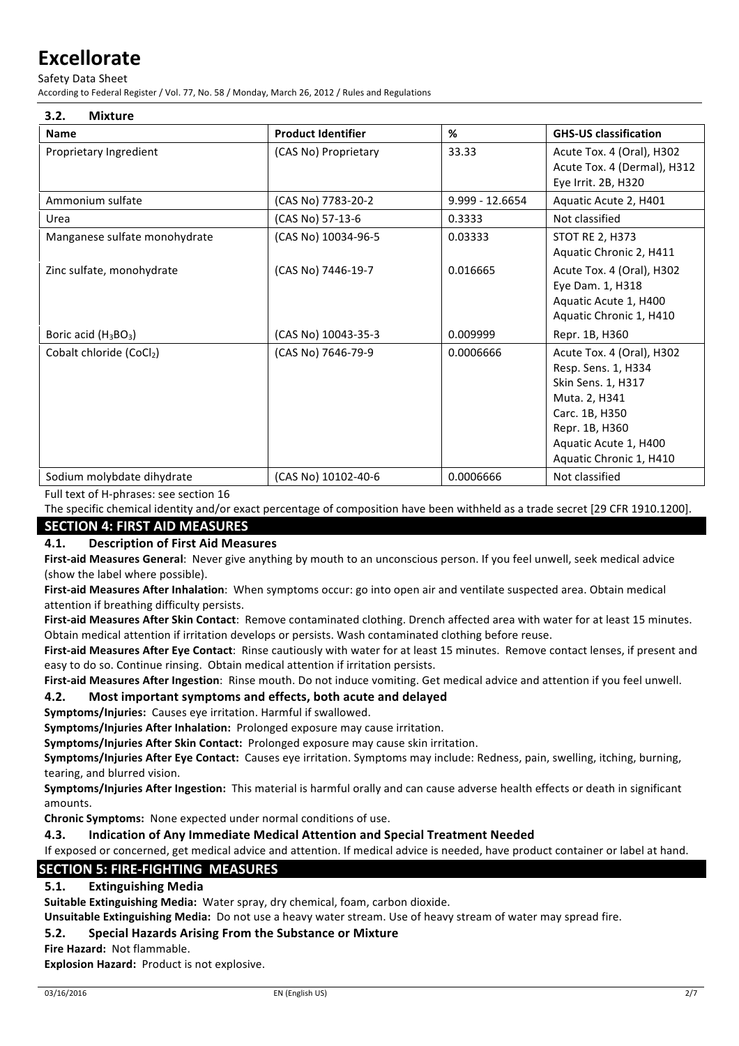### 3.2. Mixture

| Name | Product Identifier | % | GHS-US classification |
|---|---|---|---|
| Proprietary Ingredient | (CAS No) Proprietary | 33.33 | Acute Tox. 4 (Oral), H302<br>Acute Tox. 4 (Dermal), H312<br>Eye Irrit. 2B, H320 |
| Ammonium sulfate | (CAS No) 7783-20-2 | 9.999 - 12.6654 | Aquatic Acute 2, H401 |
| Urea | (CAS No) 57-13-6 | 0.3333 | Not classified |
| Manganese sulfate monohydrate | (CAS No) 10034-96-5 | 0.03333 | STOT RE 2, H373<br>Aquatic Chronic 2, H411 |
| Zinc sulfate, monohydrate | (CAS No) 7446-19-7 | 0.016665 | Acute Tox. 4 (Oral), H302<br>Eye Dam. 1, H318<br>Aquatic Acute 1, H400<br>Aquatic Chronic 1, H410 |
| Boric acid ($H_3BO_3$) | (CAS No) 10043-35-3 | 0.009999 | Repr. 1B, H360 |
| Cobalt chloride ($CoCl_2$) | (CAS No) 7646-79-9 | 0.0006666 | Acute Tox. 4 (Oral), H302<br>Resp. Sens. 1, H334<br>Skin Sens. 1, H317<br>Muta. 2, H341<br>Carc. 1B, H350<br>Repr. 1B, H360<br>Aquatic Acute 1, H400<br>Aquatic Chronic 1, H410 |
| Sodium molybdate dihydrate | (CAS No) 10102-40-6 | 0.0006666 | Not classified |

Full text of H-phrases: see section 16

The specific chemical identity and/or exact percentage of composition have been withheld as a trade secret [29 CFR 1910.1200].

## SECTION 4: FIRST AID MEASURES

### 4.1. Description of First Aid Measures

**First-aid Measures General**: Never give anything by mouth to an unconscious person. If you feel unwell, seek medical advice (show the label where possible).

**First-aid Measures After Inhalation**: When symptoms occur: go into open air and ventilate suspected area. Obtain medical attention if breathing difficulty persists.

**First-aid Measures After Skin Contact**: Remove contaminated clothing. Drench affected area with water for at least 15 minutes. Obtain medical attention if irritation develops or persists. Wash contaminated clothing before reuse.

**First-aid Measures After Eye Contact**: Rinse cautiously with water for at least 15 minutes. Remove contact lenses, if present and easy to do so. Continue rinsing. Obtain medical attention if irritation persists.

**First-aid Measures After Ingestion**: Rinse mouth. Do not induce vomiting. Get medical advice and attention if you feel unwell.

### 4.2. Most important symptoms and effects, both acute and delayed

**Symptoms/Injuries:** Causes eye irritation. Harmful if swallowed.

**Symptoms/Injuries After Inhalation:** Prolonged exposure may cause irritation.

**Symptoms/Injuries After Skin Contact:** Prolonged exposure may cause skin irritation.

**Symptoms/Injuries After Eye Contact:** Causes eye irritation. Symptoms may include: Redness, pain, swelling, itching, burning, tearing, and blurred vision.

**Symptoms/Injuries After Ingestion:** This material is harmful orally and can cause adverse health effects or death in significant amounts.

**Chronic Symptoms:** None expected under normal conditions of use.

### 4.3. Indication of Any Immediate Medical Attention and Special Treatment Needed

If exposed or concerned, get medical advice and attention. If medical advice is needed, have product container or label at hand.

## SECTION 5: FIRE-FIGHTING MEASURES

### 5.1. Extinguishing Media

**Suitable Extinguishing Media:** Water spray, dry chemical, foam, carbon dioxide.

**Unsuitable Extinguishing Media:** Do not use a heavy water stream. Use of heavy stream of water may spread fire.

### 5.2. Special Hazards Arising From the Substance or Mixture

**Fire Hazard:** Not flammable.

**Explosion Hazard:** Product is not explosive.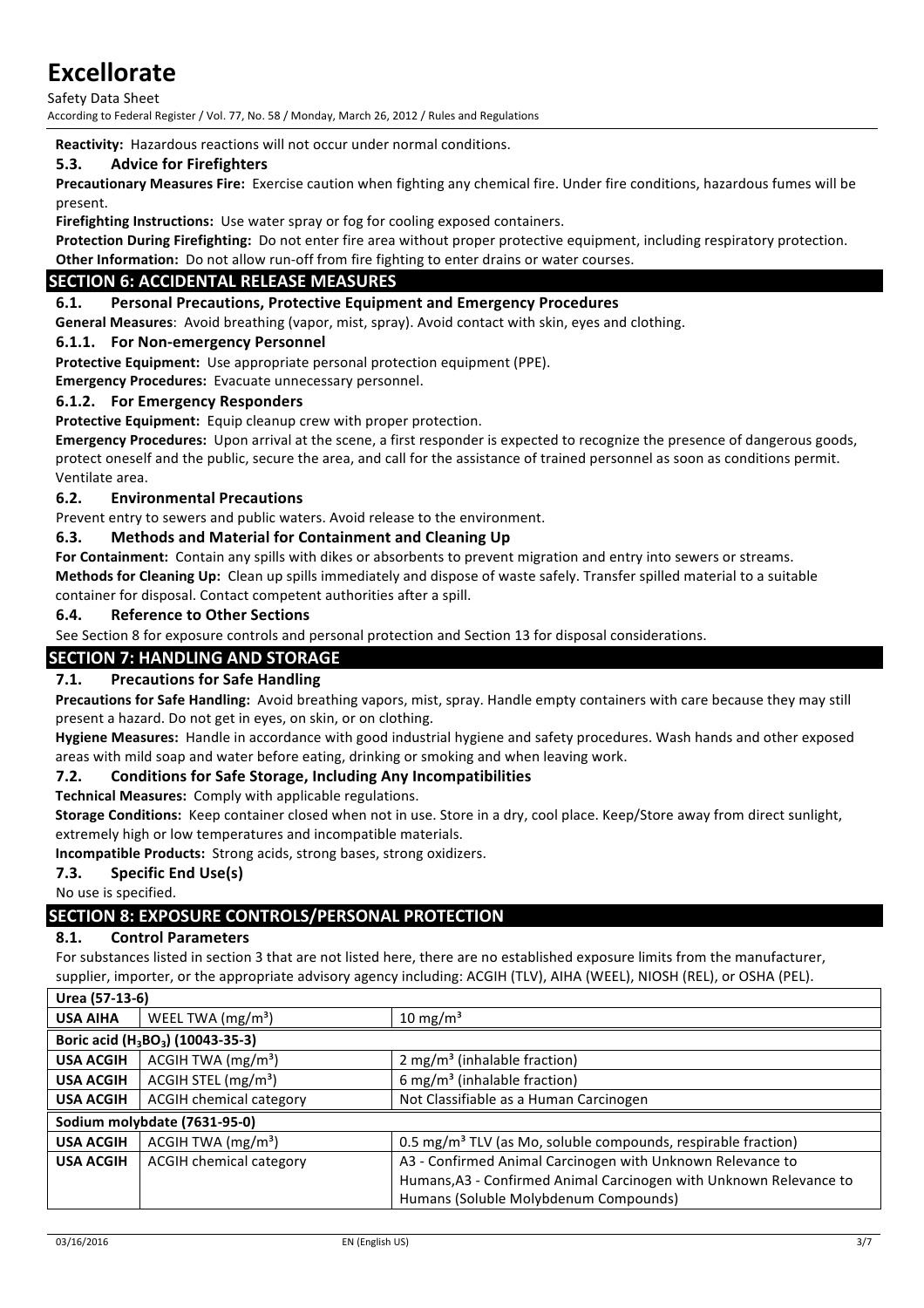**Reactivity:** Hazardous reactions will not occur under normal conditions.

### 5.3. Advice for Firefighters

**Precautionary Measures Fire:** Exercise caution when fighting any chemical fire. Under fire conditions, hazardous fumes will be present.

**Firefighting Instructions:** Use water spray or fog for cooling exposed containers.

**Protection During Firefighting:** Do not enter fire area without proper protective equipment, including respiratory protection.

**Other Information:** Do not allow run-off from fire fighting to enter drains or water courses.

## SECTION 6: ACCIDENTAL RELEASE MEASURES

### 6.1. Personal Precautions, Protective Equipment and Emergency Procedures

**General Measures**: Avoid breathing (vapor, mist, spray). Avoid contact with skin, eyes and clothing.

#### 6.1.1. For Non-emergency Personnel

**Protective Equipment:** Use appropriate personal protection equipment (PPE).

**Emergency Procedures:** Evacuate unnecessary personnel.

#### 6.1.2. For Emergency Responders

**Protective Equipment:** Equip cleanup crew with proper protection.

**Emergency Procedures:** Upon arrival at the scene, a first responder is expected to recognize the presence of dangerous goods, protect oneself and the public, secure the area, and call for the assistance of trained personnel as soon as conditions permit. Ventilate area.

### 6.2. Environmental Precautions

Prevent entry to sewers and public waters. Avoid release to the environment.

### 6.3. Methods and Material for Containment and Cleaning Up

**For Containment:** Contain any spills with dikes or absorbents to prevent migration and entry into sewers or streams.

**Methods for Cleaning Up:** Clean up spills immediately and dispose of waste safely. Transfer spilled material to a suitable container for disposal. Contact competent authorities after a spill.

### 6.4. Reference to Other Sections

See Section 8 for exposure controls and personal protection and Section 13 for disposal considerations.

## SECTION 7: HANDLING AND STORAGE

### 7.1. Precautions for Safe Handling

**Precautions for Safe Handling:** Avoid breathing vapors, mist, spray. Handle empty containers with care because they may still present a hazard. Do not get in eyes, on skin, or on clothing.

**Hygiene Measures:** Handle in accordance with good industrial hygiene and safety procedures. Wash hands and other exposed areas with mild soap and water before eating, drinking or smoking and when leaving work.

### 7.2. Conditions for Safe Storage, Including Any Incompatibilities

**Technical Measures:** Comply with applicable regulations.

**Storage Conditions:** Keep container closed when not in use. Store in a dry, cool place. Keep/Store away from direct sunlight, extremely high or low temperatures and incompatible materials.

**Incompatible Products:** Strong acids, strong bases, strong oxidizers.

### 7.3. Specific End Use(s)

No use is specified.

## SECTION 8: EXPOSURE CONTROLS/PERSONAL PROTECTION

### 8.1. Control Parameters

For substances listed in section 3 that are not listed here, there are no established exposure limits from the manufacturer, supplier, importer, or the appropriate advisory agency including: ACGIH (TLV), AIHA (WEEL), NIOSH (REL), or OSHA (PEL).

| Urea (57-13-6) | | |
|---|---|---|
| **USA AIHA** | WEEL TWA ($mg/m^3$) | 10 $mg/m^3$ |
| **Boric acid ($H_3BO_3$) (10043-35-3)** | | |
| **USA ACGIH** | ACGIH TWA ($mg/m^3$) | 2 $mg/m^3$ (inhalable fraction) |
| **USA ACGIH** | ACGIH STEL ($mg/m^3$) | 6 $mg/m^3$ (inhalable fraction) |
| **USA ACGIH** | ACGIH chemical category | Not Classifiable as a Human Carcinogen |
| **Sodium molybdate (7631-95-0)** | | |
| **USA ACGIH** | ACGIH TWA ($mg/m^3$) | 0.5 $mg/m^3$ TLV (as Mo, soluble compounds, respirable fraction) |
| **USA ACGIH** | ACGIH chemical category | A3 - Confirmed Animal Carcinogen with Unknown Relevance to Humans,A3 - Confirmed Animal Carcinogen with Unknown Relevance to Humans (Soluble Molybdenum Compounds) |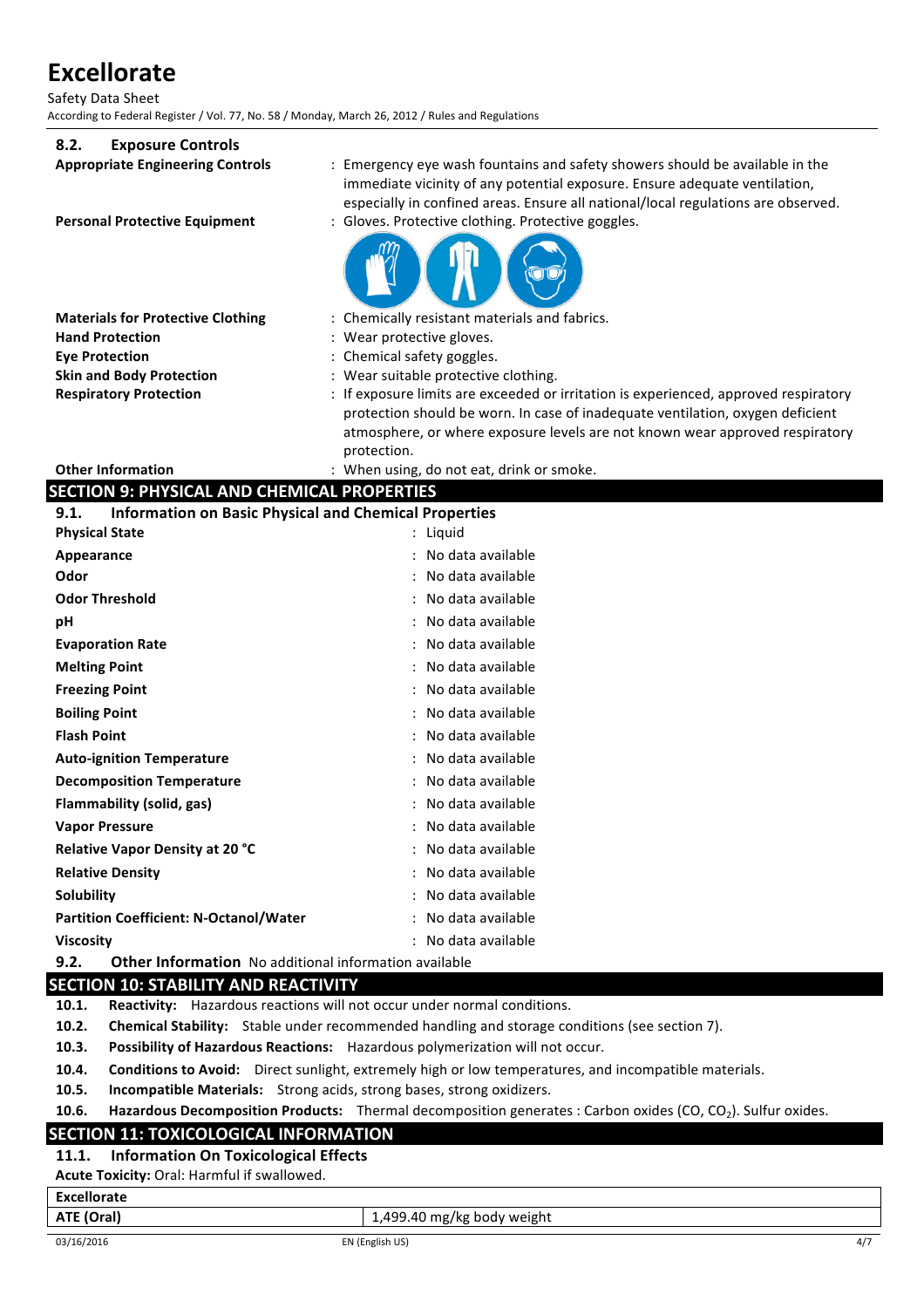### 8.2. Exposure Controls

**Appropriate Engineering Controls** : Emergency eye wash fountains and safety showers should be available in the immediate vicinity of any potential exposure. Ensure adequate ventilation, especially in confined areas. Ensure all national/local regulations are observed.

**Personal Protective Equipment** : Gloves. Protective clothing. Protective goggles.

**Materials for Protective Clothing** : Chemically resistant materials and fabrics.

**Hand Protection** : Wear protective gloves.

**Eye Protection** : Chemical safety goggles.

**Skin and Body Protection** : Wear suitable protective clothing.

**Respiratory Protection** : If exposure limits are exceeded or irritation is experienced, approved respiratory protection should be worn. In case of inadequate ventilation, oxygen deficient atmosphere, or where exposure levels are not known wear approved respiratory protection.

**Other Information** : When using, do not eat, drink or smoke.

## SECTION 9: PHYSICAL AND CHEMICAL PROPERTIES

### 9.1. Information on Basic Physical and Chemical Properties

| Property | Value |
|---|---|
| **Physical State** | Liquid |
| **Appearance** | No data available |
| **Odor** | No data available |
| **Odor Threshold** | No data available |
| **pH** | No data available |
| **Evaporation Rate** | No data available |
| **Melting Point** | No data available |
| **Freezing Point** | No data available |
| **Boiling Point** | No data available |
| **Flash Point** | No data available |
| **Auto-ignition Temperature** | No data available |
| **Decomposition Temperature** | No data available |
| **Flammability (solid, gas)** | No data available |
| **Vapor Pressure** | No data available |
| **Relative Vapor Density at 20 °C** | No data available |
| **Relative Density** | No data available |
| **Solubility** | No data available |
| **Partition Coefficient: N-Octanol/Water** | No data available |
| **Viscosity** | No data available |

### 9.2. Other Information

No additional information available

## SECTION 10: STABILITY AND REACTIVITY

**10.1. Reactivity:** Hazardous reactions will not occur under normal conditions.

**10.2. Chemical Stability:** Stable under recommended handling and storage conditions (see section 7).

**10.3. Possibility of Hazardous Reactions:** Hazardous polymerization will not occur.

**10.4. Conditions to Avoid:** Direct sunlight, extremely high or low temperatures, and incompatible materials.

**10.5. Incompatible Materials:** Strong acids, strong bases, strong oxidizers.

**10.6. Hazardous Decomposition Products:** Thermal decomposition generates : Carbon oxides (CO, $CO_2$). Sulfur oxides.

## SECTION 11: TOXICOLOGICAL INFORMATION

### 11.1. Information On Toxicological Effects

**Acute Toxicity:** Oral: Harmful if swallowed.

| **Excellorate** | |
|---|---|
| **ATE (Oral)** | 1,499.40 mg/kg body weight |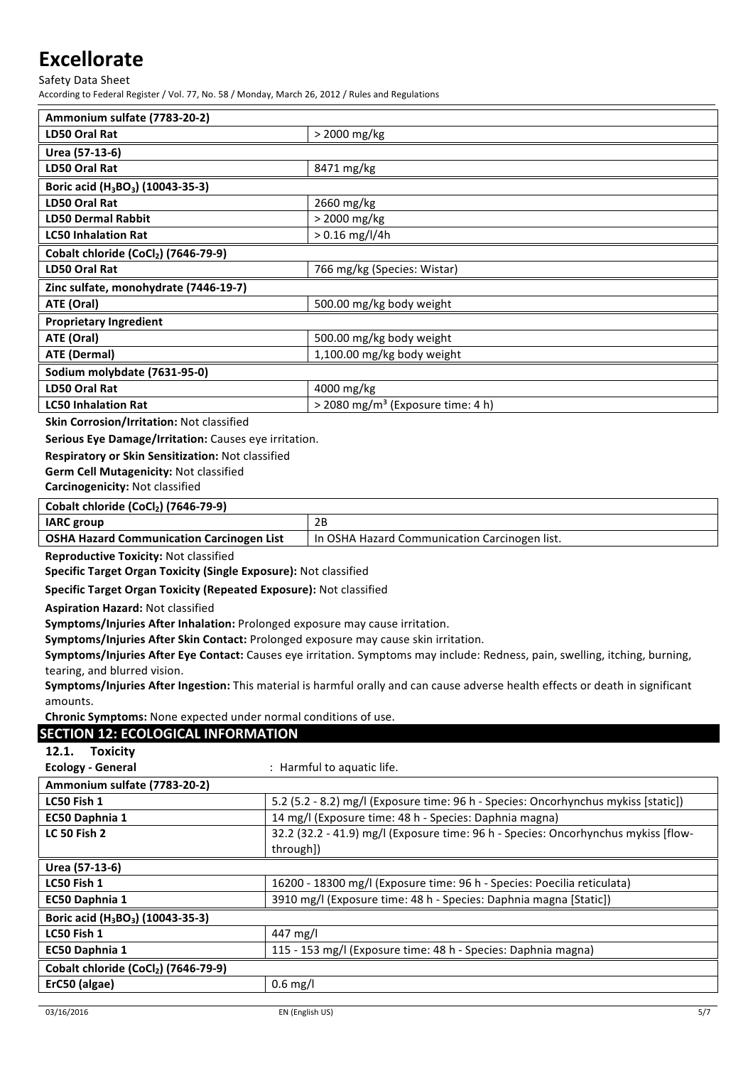| Ammonium sulfate (7783-20-2) | |
|---|---|
| **LD50 Oral Rat** | > 2000 mg/kg |
| **Urea (57-13-6)** | |
| **LD50 Oral Rat** | 8471 mg/kg |
| **Boric acid ($H_3BO_3$) (10043-35-3)** | |
| **LD50 Oral Rat** | 2660 mg/kg |
| **LD50 Dermal Rabbit** | > 2000 mg/kg |
| **LC50 Inhalation Rat** | > 0.16 mg/l/4h |
| **Cobalt chloride ($CoCl_2$) (7646-79-9)** | |
| **LD50 Oral Rat** | 766 mg/kg (Species: Wistar) |
| **Zinc sulfate, monohydrate (7446-19-7)** | |
| **ATE (Oral)** | 500.00 mg/kg body weight |
| **Proprietary Ingredient** | |
| **ATE (Oral)** | 500.00 mg/kg body weight |
| **ATE (Dermal)** | 1,100.00 mg/kg body weight |
| **Sodium molybdate (7631-95-0)** | |
| **LD50 Oral Rat** | 4000 mg/kg |
| **LC50 Inhalation Rat** | > 2080 mg/m³ (Exposure time: 4 h) |

**Skin Corrosion/Irritation:** Not classified

**Serious Eye Damage/Irritation:** Causes eye irritation.

**Respiratory or Skin Sensitization:** Not classified

**Germ Cell Mutagenicity:** Not classified

**Carcinogenicity:** Not classified

| Cobalt chloride ($CoCl_2$) (7646-79-9) | |
|---|---|
| **IARC group** | 2B |
| **OSHA Hazard Communication Carcinogen List** | In OSHA Hazard Communication Carcinogen list. |

**Reproductive Toxicity:** Not classified

**Specific Target Organ Toxicity (Single Exposure):** Not classified

**Specific Target Organ Toxicity (Repeated Exposure):** Not classified

**Aspiration Hazard:** Not classified

**Symptoms/Injuries After Inhalation:** Prolonged exposure may cause irritation.

**Symptoms/Injuries After Skin Contact:** Prolonged exposure may cause skin irritation.

**Symptoms/Injuries After Eye Contact:** Causes eye irritation. Symptoms may include: Redness, pain, swelling, itching, burning, tearing, and blurred vision.

**Symptoms/Injuries After Ingestion:** This material is harmful orally and can cause adverse health effects or death in significant amounts.

**Chronic Symptoms:** None expected under normal conditions of use.

## SECTION 12: ECOLOGICAL INFORMATION

### 12.1. Toxicity

**Ecology - General** : Harmful to aquatic life.

| Ammonium sulfate (7783-20-2) | |
|---|---|
| **LC50 Fish 1** | 5.2 (5.2 - 8.2) mg/l (Exposure time: 96 h - Species: Oncorhynchus mykiss [static]) |
| **EC50 Daphnia 1** | 14 mg/l (Exposure time: 48 h - Species: Daphnia magna) |
| **LC 50 Fish 2** | 32.2 (32.2 - 41.9) mg/l (Exposure time: 96 h - Species: Oncorhynchus mykiss [flow-through]) |
| **Urea (57-13-6)** | |
| **LC50 Fish 1** | 16200 - 18300 mg/l (Exposure time: 96 h - Species: Poecilia reticulata) |
| **EC50 Daphnia 1** | 3910 mg/l (Exposure time: 48 h - Species: Daphnia magna [Static]) |
| **Boric acid ($H_3BO_3$) (10043-35-3)** | |
| **LC50 Fish 1** | 447 mg/l |
| **EC50 Daphnia 1** | 115 - 153 mg/l (Exposure time: 48 h - Species: Daphnia magna) |
| **Cobalt chloride ($CoCl_2$) (7646-79-9)** | |
| **ErC50 (algae)** | 0.6 mg/l |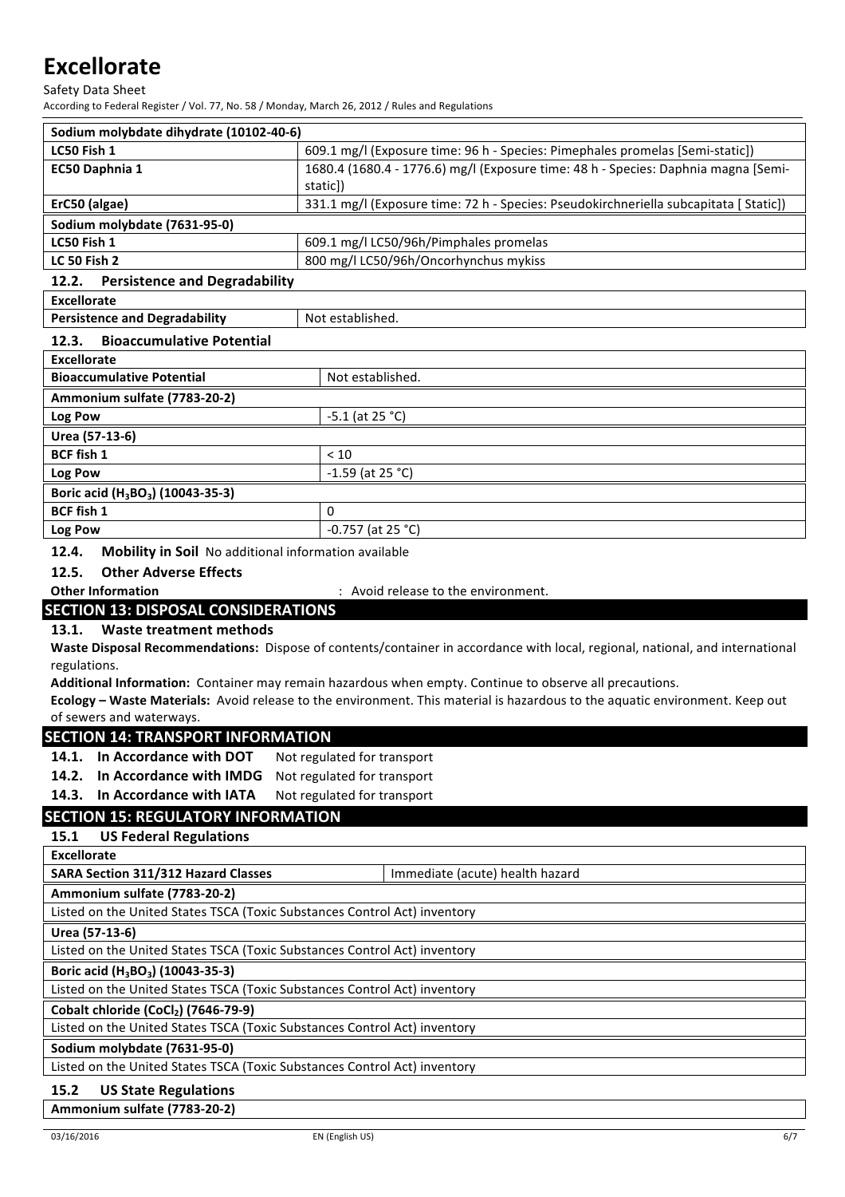| Sodium molybdate dihydrate (10102-40-6) | |
|---|---|
| LC50 Fish 1 | 609.1 mg/l (Exposure time: 96 h - Species: Pimephales promelas [Semi-static]) |
| EC50 Daphnia 1 | 1680.4 (1680.4 - 1776.6) mg/l (Exposure time: 48 h - Species: Daphnia magna [Semi-static]) |
| ErC50 (algae) | 331.1 mg/l (Exposure time: 72 h - Species: Pseudokirchneriella subcapitata [ Static]) |
| **Sodium molybdate (7631-95-0)** | |
| LC50 Fish 1 | 609.1 mg/l LC50/96h/Pimphales promelas |
| LC 50 Fish 2 | 800 mg/l LC50/96h/Oncorhynchus mykiss |

### 12.2. Persistence and Degradability

| Excellorate | |
|---|---|
| Persistence and Degradability | Not established. |

### 12.3. Bioaccumulative Potential

| Excellorate | |
|---|---|
| Bioaccumulative Potential | Not established. |
| **Ammonium sulfate (7783-20-2)** | |
| Log Pow | -5.1 (at 25 °C) |
| **Urea (57-13-6)** | |
| BCF fish 1 | < 10 |
| Log Pow | -1.59 (at 25 °C) |
| **Boric acid ($H_3BO_3$) (10043-35-3)** | |
| BCF fish 1 | 0 |
| Log Pow | -0.757 (at 25 °C) |

### 12.4. Mobility in Soil
No additional information available

### 12.5. Other Adverse Effects

**Other Information** : Avoid release to the environment.

## SECTION 13: DISPOSAL CONSIDERATIONS

### 13.1. Waste treatment methods

**Waste Disposal Recommendations:** Dispose of contents/container in accordance with local, regional, national, and international regulations.

**Additional Information:** Container may remain hazardous when empty. Continue to observe all precautions.

**Ecology – Waste Materials:** Avoid release to the environment. This material is hazardous to the aquatic environment. Keep out of sewers and waterways.

## SECTION 14: TRANSPORT INFORMATION

**14.1. In Accordance with DOT** Not regulated for transport

**14.2. In Accordance with IMDG** Not regulated for transport

**14.3. In Accordance with IATA** Not regulated for transport

## SECTION 15: REGULATORY INFORMATION

### 15.1 US Federal Regulations

| Excellorate | |
|---|---|
| SARA Section 311/312 Hazard Classes | Immediate (acute) health hazard |
| **Ammonium sulfate (7783-20-2)** | |
| Listed on the United States TSCA (Toxic Substances Control Act) inventory | |
| **Urea (57-13-6)** | |
| Listed on the United States TSCA (Toxic Substances Control Act) inventory | |
| **Boric acid ($H_3BO_3$) (10043-35-3)** | |
| Listed on the United States TSCA (Toxic Substances Control Act) inventory | |
| **Cobalt chloride ($CoCl_2$) (7646-79-9)** | |
| Listed on the United States TSCA (Toxic Substances Control Act) inventory | |
| **Sodium molybdate (7631-95-0)** | |
| Listed on the United States TSCA (Toxic Substances Control Act) inventory | |

### 15.2 US State Regulations

**Ammonium sulfate (7783-20-2)**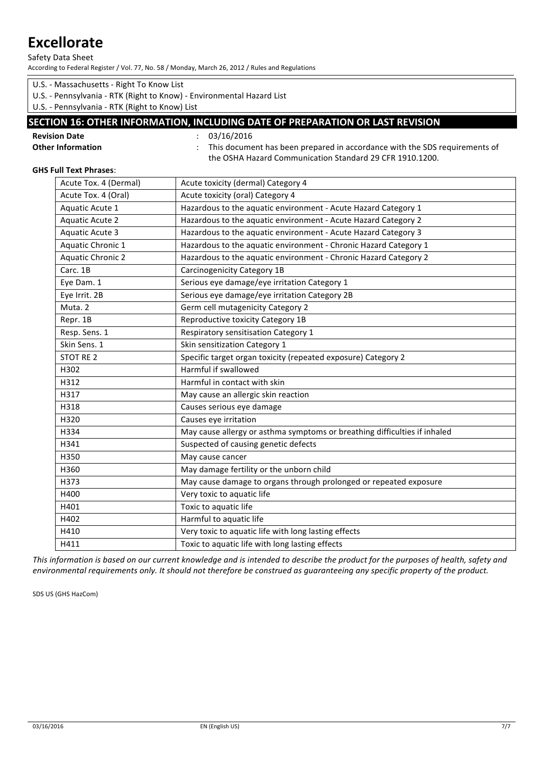U.S. - Massachusetts - Right To Know List

U.S. - Pennsylvania - RTK (Right to Know) - Environmental Hazard List

U.S. - Pennsylvania - RTK (Right to Know) List

## SECTION 16: OTHER INFORMATION, INCLUDING DATE OF PREPARATION OR LAST REVISION

**Revision Date** : 03/16/2016

**Other Information** : This document has been prepared in accordance with the SDS requirements of the OSHA Hazard Communication Standard 29 CFR 1910.1200.

**GHS Full Text Phrases**:

| | |
|---|---|
| Acute Tox. 4 (Dermal) | Acute toxicity (dermal) Category 4 |
| Acute Tox. 4 (Oral) | Acute toxicity (oral) Category 4 |
| Aquatic Acute 1 | Hazardous to the aquatic environment - Acute Hazard Category 1 |
| Aquatic Acute 2 | Hazardous to the aquatic environment - Acute Hazard Category 2 |
| Aquatic Acute 3 | Hazardous to the aquatic environment - Acute Hazard Category 3 |
| Aquatic Chronic 1 | Hazardous to the aquatic environment - Chronic Hazard Category 1 |
| Aquatic Chronic 2 | Hazardous to the aquatic environment - Chronic Hazard Category 2 |
| Carc. 1B | Carcinogenicity Category 1B |
| Eye Dam. 1 | Serious eye damage/eye irritation Category 1 |
| Eye Irrit. 2B | Serious eye damage/eye irritation Category 2B |
| Muta. 2 | Germ cell mutagenicity Category 2 |
| Repr. 1B | Reproductive toxicity Category 1B |
| Resp. Sens. 1 | Respiratory sensitisation Category 1 |
| Skin Sens. 1 | Skin sensitization Category 1 |
| STOT RE 2 | Specific target organ toxicity (repeated exposure) Category 2 |
| H302 | Harmful if swallowed |
| H312 | Harmful in contact with skin |
| H317 | May cause an allergic skin reaction |
| H318 | Causes serious eye damage |
| H320 | Causes eye irritation |
| H334 | May cause allergy or asthma symptoms or breathing difficulties if inhaled |
| H341 | Suspected of causing genetic defects |
| H350 | May cause cancer |
| H360 | May damage fertility or the unborn child |
| H373 | May cause damage to organs through prolonged or repeated exposure |
| H400 | Very toxic to aquatic life |
| H401 | Toxic to aquatic life |
| H402 | Harmful to aquatic life |
| H410 | Very toxic to aquatic life with long lasting effects |
| H411 | Toxic to aquatic life with long lasting effects |

*This information is based on our current knowledge and is intended to describe the product for the purposes of health, safety and environmental requirements only. It should not therefore be construed as guaranteeing any specific property of the product.*

SDS US (GHS HazCom)